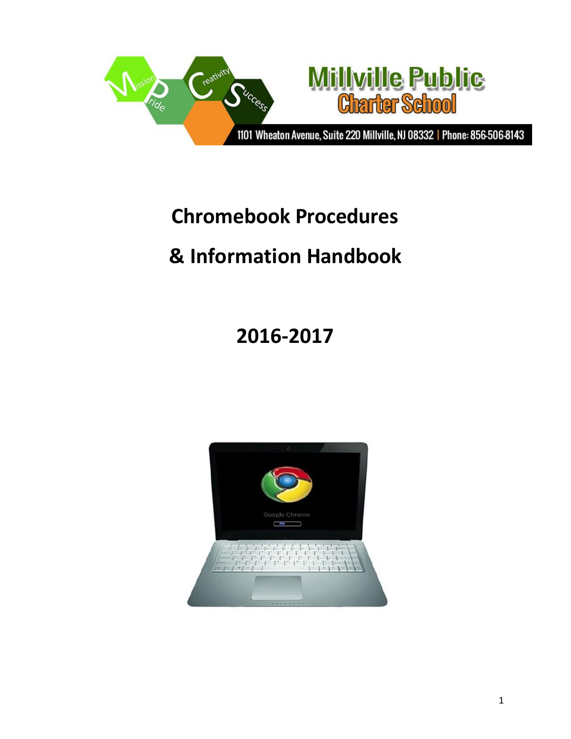Millville Public Charter School

1101 Wheaton Avenue, Suite 220 Millville, NJ 08332 | Phone: 856-506-8143

# Chromebook Procedures

# & Information Handbook

# 2016-2017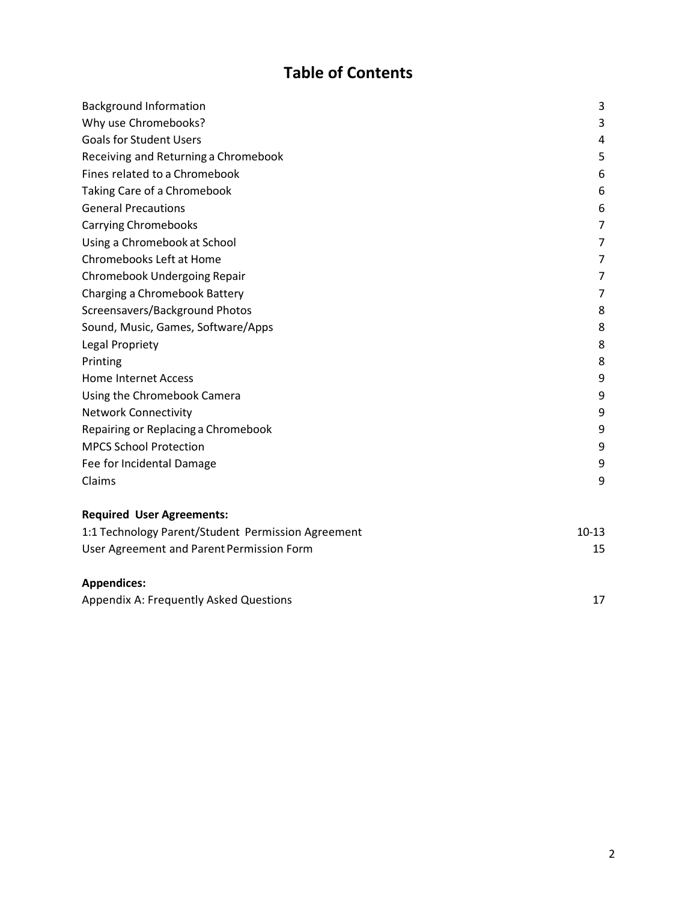# Table of Contents

| | |
|---|---|
| Background Information | 3 |
| Why use Chromebooks? | 3 |
| Goals for Student Users | 4 |
| Receiving and Returning a Chromebook | 5 |
| Fines related to a Chromebook | 6 |
| Taking Care of a Chromebook | 6 |
| General Precautions | 6 |
| Carrying Chromebooks | 7 |
| Using a Chromebook at School | 7 |
| Chromebooks Left at Home | 7 |
| Chromebook Undergoing Repair | 7 |
| Charging a Chromebook Battery | 7 |
| Screensavers/Background Photos | 8 |
| Sound, Music, Games, Software/Apps | 8 |
| Legal Propriety | 8 |
| Printing | 8 |
| Home Internet Access | 9 |
| Using the Chromebook Camera | 9 |
| Network Connectivity | 9 |
| Repairing or Replacing a Chromebook | 9 |
| MPCS School Protection | 9 |
| Fee for Incidental Damage | 9 |
| Claims | 9 |

**Required User Agreements:**

| | |
|---|---|
| 1:1 Technology Parent/Student Permission Agreement | 10-13 |
| User Agreement and Parent Permission Form | 15 |

**Appendices:**

| | |
|---|---|
| Appendix A: Frequently Asked Questions | 17 |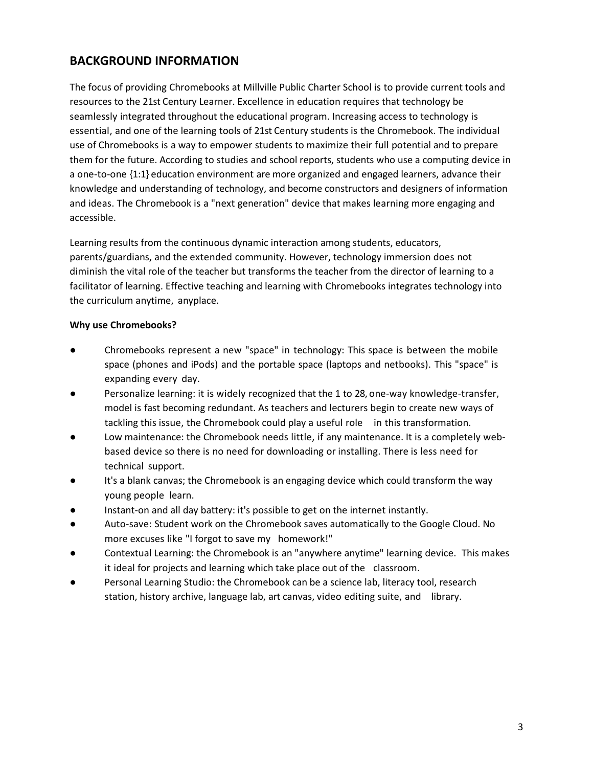## BACKGROUND INFORMATION

The focus of providing Chromebooks at Millville Public Charter School is to provide current tools and resources to the 21st Century Learner. Excellence in education requires that technology be seamlessly integrated throughout the educational program. Increasing access to technology is essential, and one of the learning tools of 21st Century students is the Chromebook. The individual use of Chromebooks is a way to empower students to maximize their full potential and to prepare them for the future. According to studies and school reports, students who use a computing device in a one-to-one {1:1} education environment are more organized and engaged learners, advance their knowledge and understanding of technology, and become constructors and designers of information and ideas. The Chromebook is a "next generation" device that makes learning more engaging and accessible.

Learning results from the continuous dynamic interaction among students, educators, parents/guardians, and the extended community. However, technology immersion does not diminish the vital role of the teacher but transforms the teacher from the director of learning to a facilitator of learning. Effective teaching and learning with Chromebooks integrates technology into the curriculum anytime, anyplace.

**Why use Chromebooks?**

- Chromebooks represent a new "space" in technology: This space is between the mobile space (phones and iPods) and the portable space (laptops and netbooks). This "space" is expanding every day.
- Personalize learning: it is widely recognized that the 1 to 28, one-way knowledge-transfer, model is fast becoming redundant. As teachers and lecturers begin to create new ways of tackling this issue, the Chromebook could play a useful role in this transformation.
- Low maintenance: the Chromebook needs little, if any maintenance. It is a completely web-based device so there is no need for downloading or installing. There is less need for technical support.
- It's a blank canvas; the Chromebook is an engaging device which could transform the way young people learn.
- Instant-on and all day battery: it's possible to get on the internet instantly.
- Auto-save: Student work on the Chromebook saves automatically to the Google Cloud. No more excuses like "I forgot to save my homework!"
- Contextual Learning: the Chromebook is an "anywhere anytime" learning device. This makes it ideal for projects and learning which take place out of the classroom.
- Personal Learning Studio: the Chromebook can be a science lab, literacy tool, research station, history archive, language lab, art canvas, video editing suite, and library.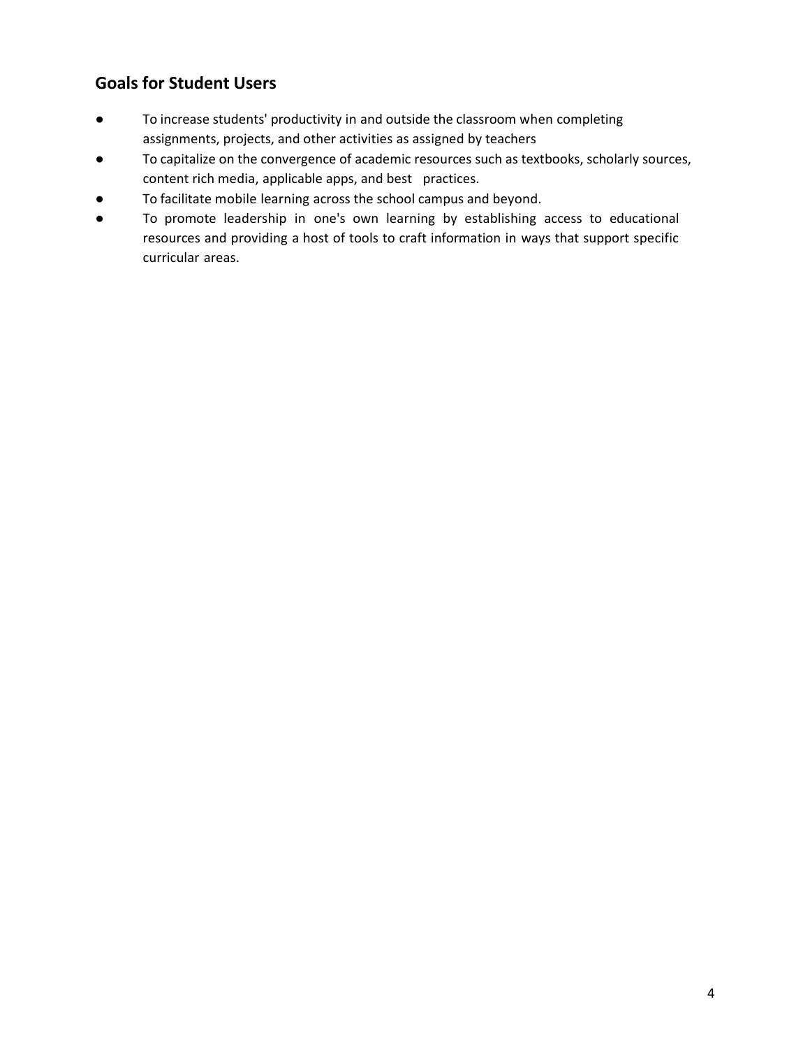## Goals for Student Users

- To increase students' productivity in and outside the classroom when completing assignments, projects, and other activities as assigned by teachers
- To capitalize on the convergence of academic resources such as textbooks, scholarly sources, content rich media, applicable apps, and best practices.
- To facilitate mobile learning across the school campus and beyond.
- To promote leadership in one's own learning by establishing access to educational resources and providing a host of tools to craft information in ways that support specific curricular areas.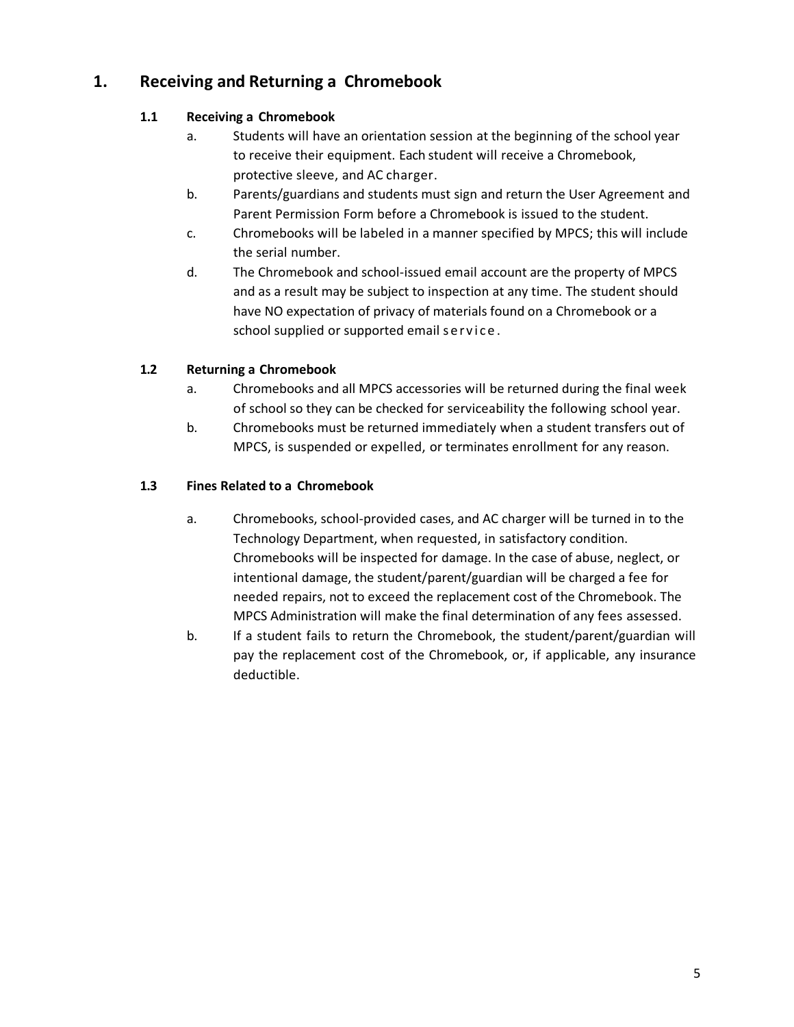## 1. Receiving and Returning a Chromebook

### 1.1 Receiving a Chromebook

a. Students will have an orientation session at the beginning of the school year to receive their equipment. Each student will receive a Chromebook, protective sleeve, and AC charger.

b. Parents/guardians and students must sign and return the User Agreement and Parent Permission Form before a Chromebook is issued to the student.

c. Chromebooks will be labeled in a manner specified by MPCS; this will include the serial number.

d. The Chromebook and school-issued email account are the property of MPCS and as a result may be subject to inspection at any time. The student should have NO expectation of privacy of materials found on a Chromebook or a school supplied or supported email service.

### 1.2 Returning a Chromebook

a. Chromebooks and all MPCS accessories will be returned during the final week of school so they can be checked for serviceability the following school year.

b. Chromebooks must be returned immediately when a student transfers out of MPCS, is suspended or expelled, or terminates enrollment for any reason.

### 1.3 Fines Related to a Chromebook

a. Chromebooks, school-provided cases, and AC charger will be turned in to the Technology Department, when requested, in satisfactory condition. Chromebooks will be inspected for damage. In the case of abuse, neglect, or intentional damage, the student/parent/guardian will be charged a fee for needed repairs, not to exceed the replacement cost of the Chromebook. The MPCS Administration will make the final determination of any fees assessed.

b. If a student fails to return the Chromebook, the student/parent/guardian will pay the replacement cost of the Chromebook, or, if applicable, any insurance deductible.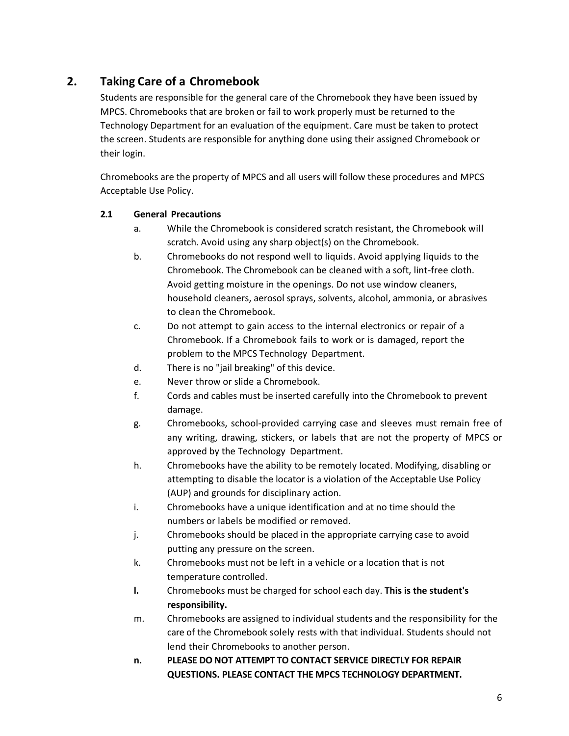## 2. Taking Care of a Chromebook

Students are responsible for the general care of the Chromebook they have been issued by MPCS. Chromebooks that are broken or fail to work properly must be returned to the Technology Department for an evaluation of the equipment. Care must be taken to protect the screen. Students are responsible for anything done using their assigned Chromebook or their login.

Chromebooks are the property of MPCS and all users will follow these procedures and MPCS Acceptable Use Policy.

### 2.1 General Precautions

a. While the Chromebook is considered scratch resistant, the Chromebook will scratch. Avoid using any sharp object(s) on the Chromebook.

b. Chromebooks do not respond well to liquids. Avoid applying liquids to the Chromebook. The Chromebook can be cleaned with a soft, lint-free cloth. Avoid getting moisture in the openings. Do not use window cleaners, household cleaners, aerosol sprays, solvents, alcohol, ammonia, or abrasives to clean the Chromebook.

c. Do not attempt to gain access to the internal electronics or repair of a Chromebook. If a Chromebook fails to work or is damaged, report the problem to the MPCS Technology Department.

d. There is no "jail breaking" of this device.

e. Never throw or slide a Chromebook.

f. Cords and cables must be inserted carefully into the Chromebook to prevent damage.

g. Chromebooks, school-provided carrying case and sleeves must remain free of any writing, drawing, stickers, or labels that are not the property of MPCS or approved by the Technology Department.

h. Chromebooks have the ability to be remotely located. Modifying, disabling or attempting to disable the locator is a violation of the Acceptable Use Policy (AUP) and grounds for disciplinary action.

i. Chromebooks have a unique identification and at no time should the numbers or labels be modified or removed.

j. Chromebooks should be placed in the appropriate carrying case to avoid putting any pressure on the screen.

k. Chromebooks must not be left in a vehicle or a location that is not temperature controlled.

**l.** Chromebooks must be charged for school each day. **This is the student's responsibility.**

m. Chromebooks are assigned to individual students and the responsibility for the care of the Chromebook solely rests with that individual. Students should not lend their Chromebooks to another person.

**n. PLEASE DO NOT ATTEMPT TO CONTACT SERVICE DIRECTLY FOR REPAIR QUESTIONS. PLEASE CONTACT THE MPCS TECHNOLOGY DEPARTMENT.**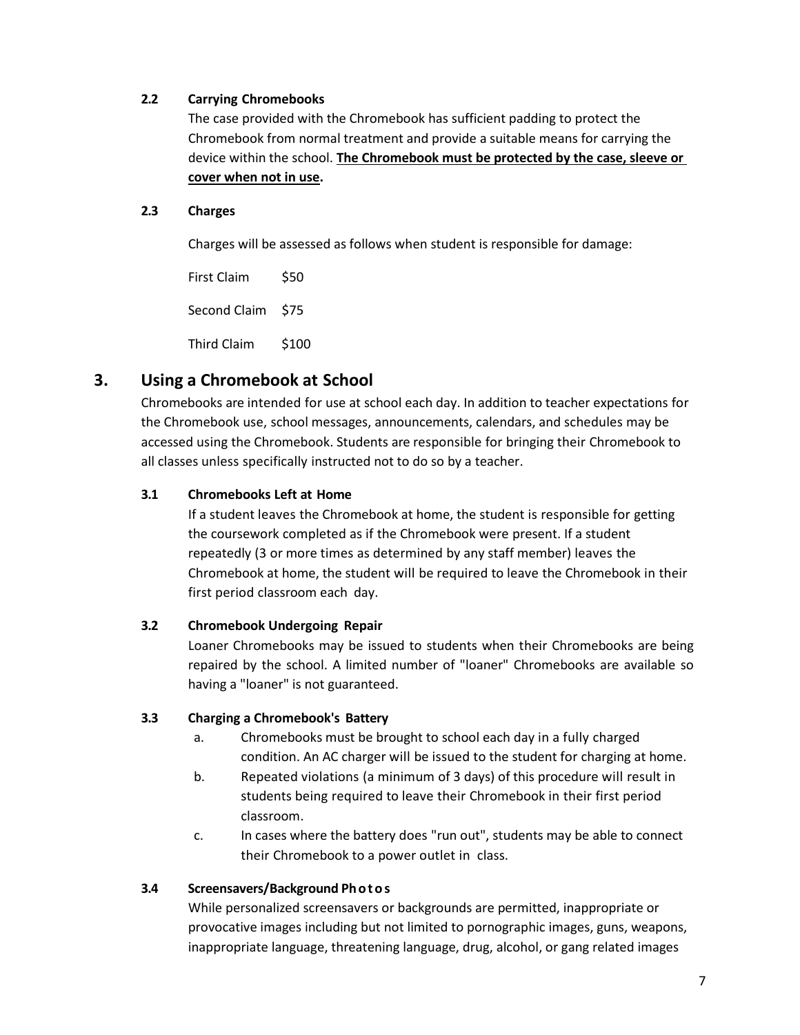### 2.2 Carrying Chromebooks

The case provided with the Chromebook has sufficient padding to protect the Chromebook from normal treatment and provide a suitable means for carrying the device within the school. **The Chromebook must be protected by the case, sleeve or cover when not in use.**

### 2.3 Charges

Charges will be assessed as follows when student is responsible for damage:

| | |
|---|---|
| First Claim | $50 |
| Second Claim | $75 |
| Third Claim | $100 |

## 3. Using a Chromebook at School

Chromebooks are intended for use at school each day. In addition to teacher expectations for the Chromebook use, school messages, announcements, calendars, and schedules may be accessed using the Chromebook. Students are responsible for bringing their Chromebook to all classes unless specifically instructed not to do so by a teacher.

### 3.1 Chromebooks Left at Home

If a student leaves the Chromebook at home, the student is responsible for getting the coursework completed as if the Chromebook were present. If a student repeatedly (3 or more times as determined by any staff member) leaves the Chromebook at home, the student will be required to leave the Chromebook in their first period classroom each day.

### 3.2 Chromebook Undergoing Repair

Loaner Chromebooks may be issued to students when their Chromebooks are being repaired by the school. A limited number of "loaner" Chromebooks are available so having a "loaner" is not guaranteed.

### 3.3 Charging a Chromebook's Battery

a. Chromebooks must be brought to school each day in a fully charged condition. An AC charger will be issued to the student for charging at home.

b. Repeated violations (a minimum of 3 days) of this procedure will result in students being required to leave their Chromebook in their first period classroom.

c. In cases where the battery does "run out", students may be able to connect their Chromebook to a power outlet in class.

### 3.4 Screensavers/Background Photos

While personalized screensavers or backgrounds are permitted, inappropriate or provocative images including but not limited to pornographic images, guns, weapons, inappropriate language, threatening language, drug, alcohol, or gang related images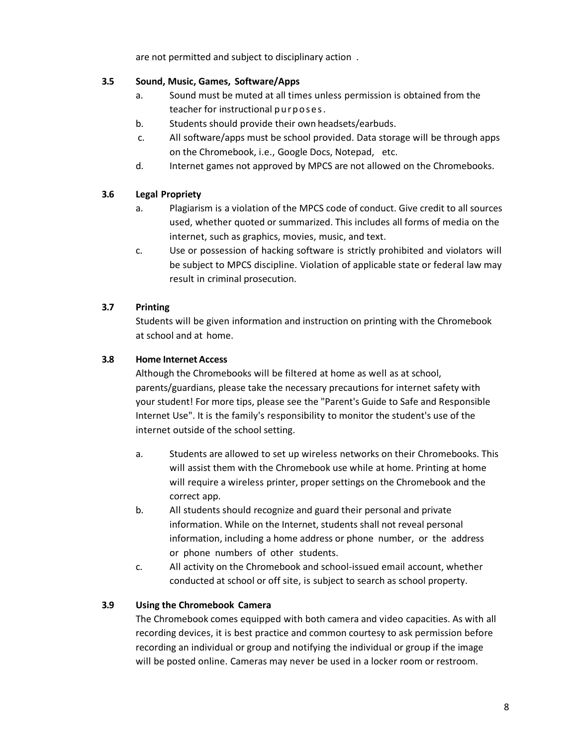are not permitted and subject to disciplinary action .

### 3.5 Sound, Music, Games, Software/Apps

a. Sound must be muted at all times unless permission is obtained from the teacher for instructional purposes.

b. Students should provide their own headsets/earbuds.

c. All software/apps must be school provided. Data storage will be through apps on the Chromebook, i.e., Google Docs, Notepad, etc.

d. Internet games not approved by MPCS are not allowed on the Chromebooks.

### 3.6 Legal Propriety

a. Plagiarism is a violation of the MPCS code of conduct. Give credit to all sources used, whether quoted or summarized. This includes all forms of media on the internet, such as graphics, movies, music, and text.

c. Use or possession of hacking software is strictly prohibited and violators will be subject to MPCS discipline. Violation of applicable state or federal law may result in criminal prosecution.

### 3.7 Printing

Students will be given information and instruction on printing with the Chromebook at school and at home.

### 3.8 Home Internet Access

Although the Chromebooks will be filtered at home as well as at school, parents/guardians, please take the necessary precautions for internet safety with your student! For more tips, please see the "Parent's Guide to Safe and Responsible Internet Use". It is the family's responsibility to monitor the student's use of the internet outside of the school setting.

a. Students are allowed to set up wireless networks on their Chromebooks. This will assist them with the Chromebook use while at home. Printing at home will require a wireless printer, proper settings on the Chromebook and the correct app.

b. All students should recognize and guard their personal and private information. While on the Internet, students shall not reveal personal information, including a home address or phone number, or the address or phone numbers of other students.

c. All activity on the Chromebook and school-issued email account, whether conducted at school or off site, is subject to search as school property.

### 3.9 Using the Chromebook Camera

The Chromebook comes equipped with both camera and video capacities. As with all recording devices, it is best practice and common courtesy to ask permission before recording an individual or group and notifying the individual or group if the image will be posted online. Cameras may never be used in a locker room or restroom.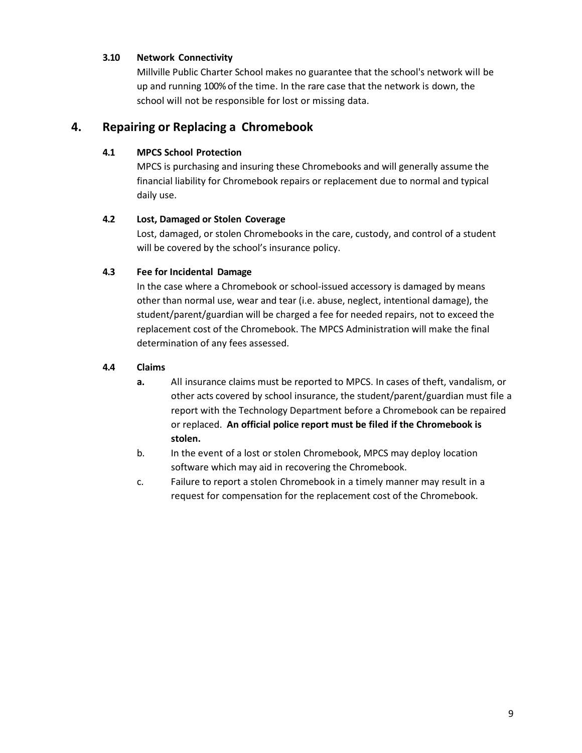### 3.10 Network Connectivity

Millville Public Charter School makes no guarantee that the school's network will be up and running 100% of the time. In the rare case that the network is down, the school will not be responsible for lost or missing data.

## 4. Repairing or Replacing a Chromebook

### 4.1 MPCS School Protection

MPCS is purchasing and insuring these Chromebooks and will generally assume the financial liability for Chromebook repairs or replacement due to normal and typical daily use.

### 4.2 Lost, Damaged or Stolen Coverage

Lost, damaged, or stolen Chromebooks in the care, custody, and control of a student will be covered by the school's insurance policy.

### 4.3 Fee for Incidental Damage

In the case where a Chromebook or school-issued accessory is damaged by means other than normal use, wear and tear (i.e. abuse, neglect, intentional damage), the student/parent/guardian will be charged a fee for needed repairs, not to exceed the replacement cost of the Chromebook. The MPCS Administration will make the final determination of any fees assessed.

### 4.4 Claims

**a.** All insurance claims must be reported to MPCS. In cases of theft, vandalism, or other acts covered by school insurance, the student/parent/guardian must file a report with the Technology Department before a Chromebook can be repaired or replaced. **An official police report must be filed if the Chromebook is stolen.**

b. In the event of a lost or stolen Chromebook, MPCS may deploy location software which may aid in recovering the Chromebook.

c. Failure to report a stolen Chromebook in a timely manner may result in a request for compensation for the replacement cost of the Chromebook.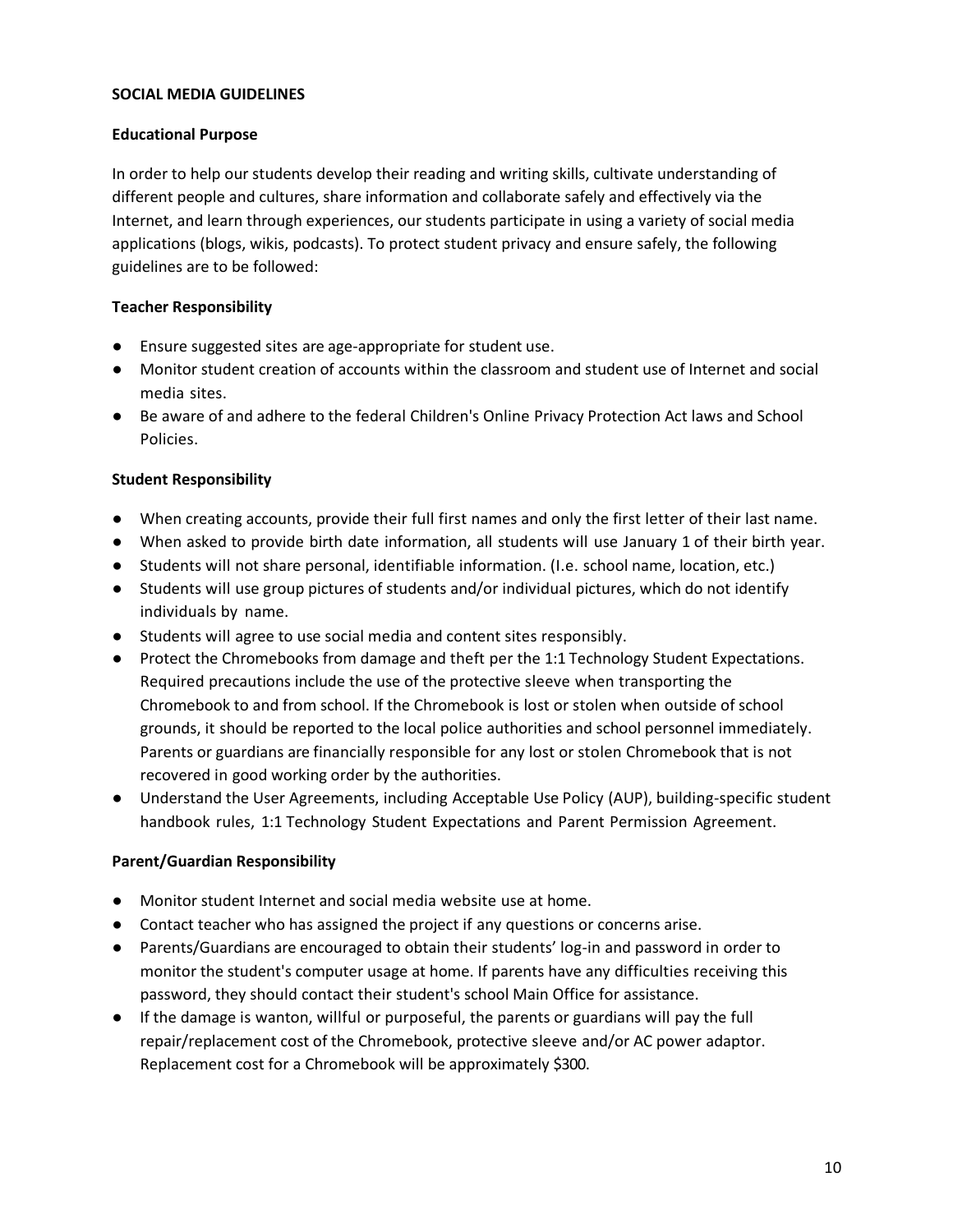**SOCIAL MEDIA GUIDELINES**

**Educational Purpose**

In order to help our students develop their reading and writing skills, cultivate understanding of different people and cultures, share information and collaborate safely and effectively via the Internet, and learn through experiences, our students participate in using a variety of social media applications (blogs, wikis, podcasts). To protect student privacy and ensure safely, the following guidelines are to be followed:

**Teacher Responsibility**

- Ensure suggested sites are age-appropriate for student use.
- Monitor student creation of accounts within the classroom and student use of Internet and social media sites.
- Be aware of and adhere to the federal Children's Online Privacy Protection Act laws and School Policies.

**Student Responsibility**

- When creating accounts, provide their full first names and only the first letter of their last name.
- When asked to provide birth date information, all students will use January 1 of their birth year.
- Students will not share personal, identifiable information. (I.e. school name, location, etc.)
- Students will use group pictures of students and/or individual pictures, which do not identify individuals by name.
- Students will agree to use social media and content sites responsibly.
- Protect the Chromebooks from damage and theft per the 1:1 Technology Student Expectations. Required precautions include the use of the protective sleeve when transporting the Chromebook to and from school. If the Chromebook is lost or stolen when outside of school grounds, it should be reported to the local police authorities and school personnel immediately. Parents or guardians are financially responsible for any lost or stolen Chromebook that is not recovered in good working order by the authorities.
- Understand the User Agreements, including Acceptable Use Policy (AUP), building-specific student handbook rules, 1:1 Technology Student Expectations and Parent Permission Agreement.

**Parent/Guardian Responsibility**

- Monitor student Internet and social media website use at home.
- Contact teacher who has assigned the project if any questions or concerns arise.
- Parents/Guardians are encouraged to obtain their students' log-in and password in order to monitor the student's computer usage at home. If parents have any difficulties receiving this password, they should contact their student's school Main Office for assistance.
- If the damage is wanton, willful or purposeful, the parents or guardians will pay the full repair/replacement cost of the Chromebook, protective sleeve and/or AC power adaptor. Replacement cost for a Chromebook will be approximately $300.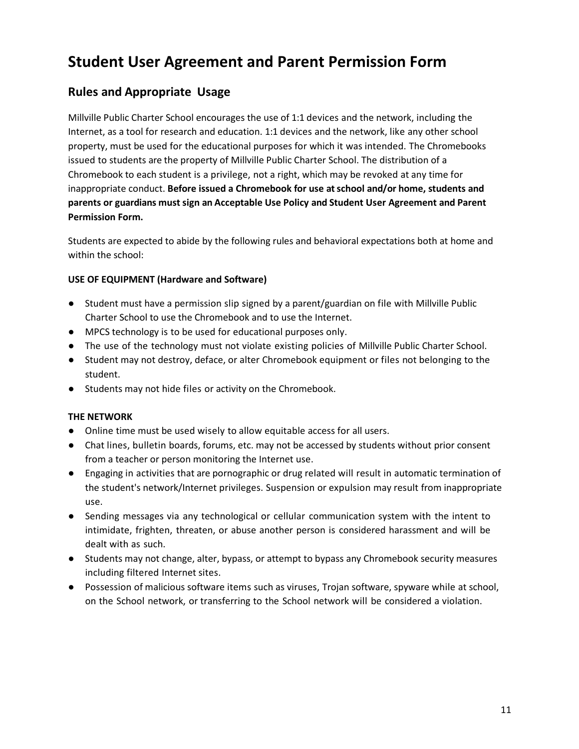# Student User Agreement and Parent Permission Form

## Rules and Appropriate Usage

Millville Public Charter School encourages the use of 1:1 devices and the network, including the Internet, as a tool for research and education. 1:1 devices and the network, like any other school property, must be used for the educational purposes for which it was intended. The Chromebooks issued to students are the property of Millville Public Charter School. The distribution of a Chromebook to each student is a privilege, not a right, which may be revoked at any time for inappropriate conduct. **Before issued a Chromebook for use at school and/or home, students and parents or guardians must sign an Acceptable Use Policy and Student User Agreement and Parent Permission Form.**

Students are expected to abide by the following rules and behavioral expectations both at home and within the school:

**USE OF EQUIPMENT (Hardware and Software)**

- Student must have a permission slip signed by a parent/guardian on file with Millville Public Charter School to use the Chromebook and to use the Internet.
- MPCS technology is to be used for educational purposes only.
- The use of the technology must not violate existing policies of Millville Public Charter School.
- Student may not destroy, deface, or alter Chromebook equipment or files not belonging to the student.
- Students may not hide files or activity on the Chromebook.

**THE NETWORK**

- Online time must be used wisely to allow equitable access for all users.
- Chat lines, bulletin boards, forums, etc. may not be accessed by students without prior consent from a teacher or person monitoring the Internet use.
- Engaging in activities that are pornographic or drug related will result in automatic termination of the student's network/Internet privileges. Suspension or expulsion may result from inappropriate use.
- Sending messages via any technological or cellular communication system with the intent to intimidate, frighten, threaten, or abuse another person is considered harassment and will be dealt with as such.
- Students may not change, alter, bypass, or attempt to bypass any Chromebook security measures including filtered Internet sites.
- Possession of malicious software items such as viruses, Trojan software, spyware while at school, on the School network, or transferring to the School network will be considered a violation.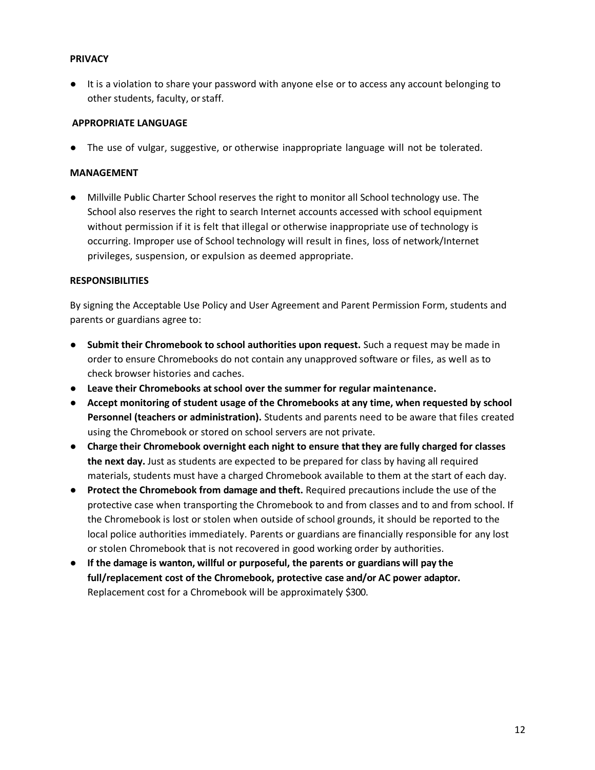**PRIVACY**

- It is a violation to share your password with anyone else or to access any account belonging to other students, faculty, or staff.

**APPROPRIATE LANGUAGE**

- The use of vulgar, suggestive, or otherwise inappropriate language will not be tolerated.

**MANAGEMENT**

- Millville Public Charter School reserves the right to monitor all School technology use. The School also reserves the right to search Internet accounts accessed with school equipment without permission if it is felt that illegal or otherwise inappropriate use of technology is occurring. Improper use of School technology will result in fines, loss of network/Internet privileges, suspension, or expulsion as deemed appropriate.

**RESPONSIBILITIES**

By signing the Acceptable Use Policy and User Agreement and Parent Permission Form, students and parents or guardians agree to:

- **Submit their Chromebook to school authorities upon request.** Such a request may be made in order to ensure Chromebooks do not contain any unapproved software or files, as well as to check browser histories and caches.
- **Leave their Chromebooks at school over the summer for regular maintenance.**
- **Accept monitoring of student usage of the Chromebooks at any time, when requested by school Personnel (teachers or administration).** Students and parents need to be aware that files created using the Chromebook or stored on school servers are not private.
- **Charge their Chromebook overnight each night to ensure that they are fully charged for classes the next day.** Just as students are expected to be prepared for class by having all required materials, students must have a charged Chromebook available to them at the start of each day.
- **Protect the Chromebook from damage and theft.** Required precautions include the use of the protective case when transporting the Chromebook to and from classes and to and from school. If the Chromebook is lost or stolen when outside of school grounds, it should be reported to the local police authorities immediately. Parents or guardians are financially responsible for any lost or stolen Chromebook that is not recovered in good working order by authorities.
- **If the damage is wanton, willful or purposeful, the parents or guardians will pay the full/replacement cost of the Chromebook, protective case and/or AC power adaptor.** Replacement cost for a Chromebook will be approximately $300.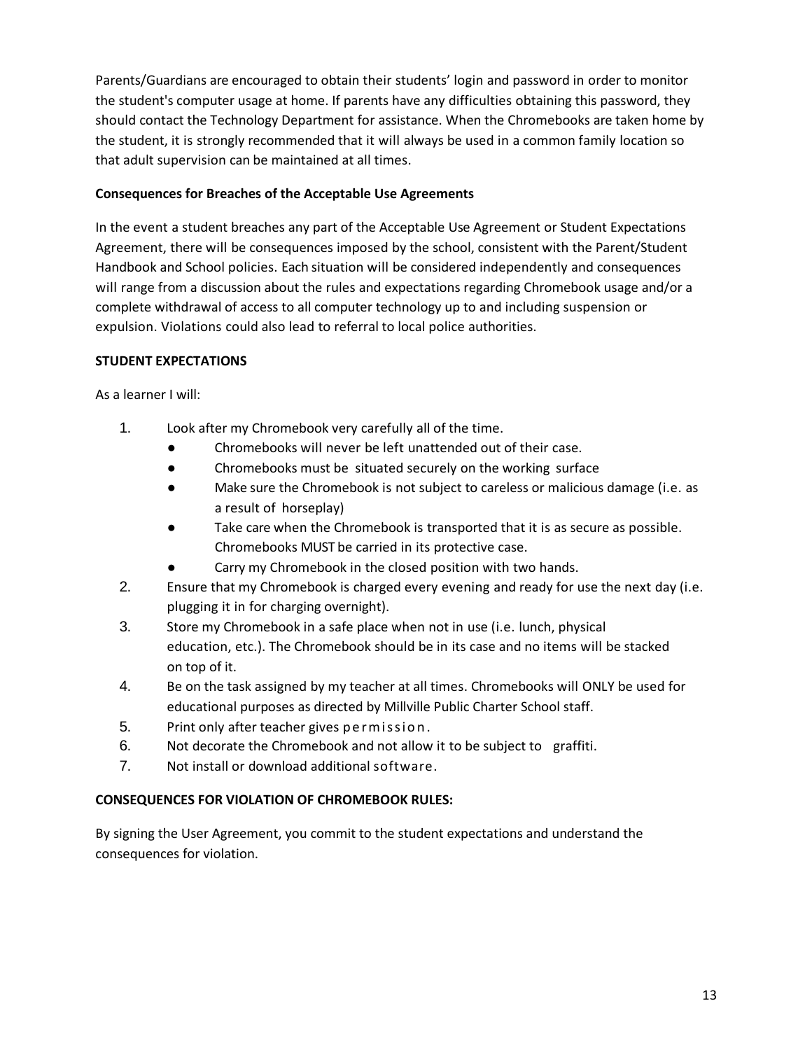Parents/Guardians are encouraged to obtain their students' login and password in order to monitor the student's computer usage at home. If parents have any difficulties obtaining this password, they should contact the Technology Department for assistance. When the Chromebooks are taken home by the student, it is strongly recommended that it will always be used in a common family location so that adult supervision can be maintained at all times.

**Consequences for Breaches of the Acceptable Use Agreements**

In the event a student breaches any part of the Acceptable Use Agreement or Student Expectations Agreement, there will be consequences imposed by the school, consistent with the Parent/Student Handbook and School policies. Each situation will be considered independently and consequences will range from a discussion about the rules and expectations regarding Chromebook usage and/or a complete withdrawal of access to all computer technology up to and including suspension or expulsion. Violations could also lead to referral to local police authorities.

**STUDENT EXPECTATIONS**

As a learner I will:

1. Look after my Chromebook very carefully all of the time.
   - Chromebooks will never be left unattended out of their case.
   - Chromebooks must be situated securely on the working surface
   - Make sure the Chromebook is not subject to careless or malicious damage (i.e. as a result of horseplay)
   - Take care when the Chromebook is transported that it is as secure as possible. Chromebooks MUST be carried in its protective case.
   - Carry my Chromebook in the closed position with two hands.
2. Ensure that my Chromebook is charged every evening and ready for use the next day (i.e. plugging it in for charging overnight).
3. Store my Chromebook in a safe place when not in use (i.e. lunch, physical education, etc.). The Chromebook should be in its case and no items will be stacked on top of it.
4. Be on the task assigned by my teacher at all times. Chromebooks will ONLY be used for educational purposes as directed by Millville Public Charter School staff.
5. Print only after teacher gives permission.
6. Not decorate the Chromebook and not allow it to be subject to graffiti.
7. Not install or download additional software.

**CONSEQUENCES FOR VIOLATION OF CHROMEBOOK RULES:**

By signing the User Agreement, you commit to the student expectations and understand the consequences for violation.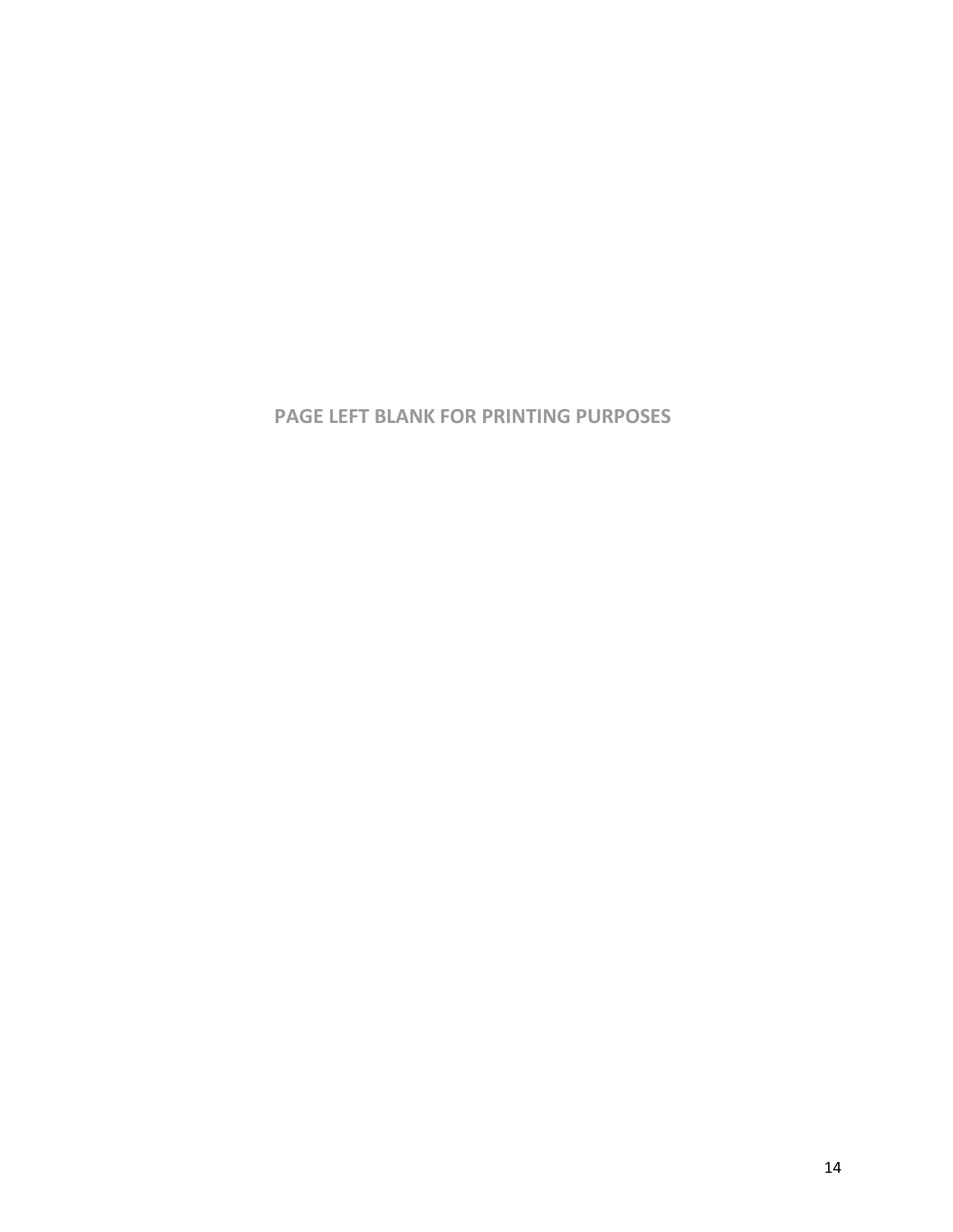**PAGE LEFT BLANK FOR PRINTING PURPOSES**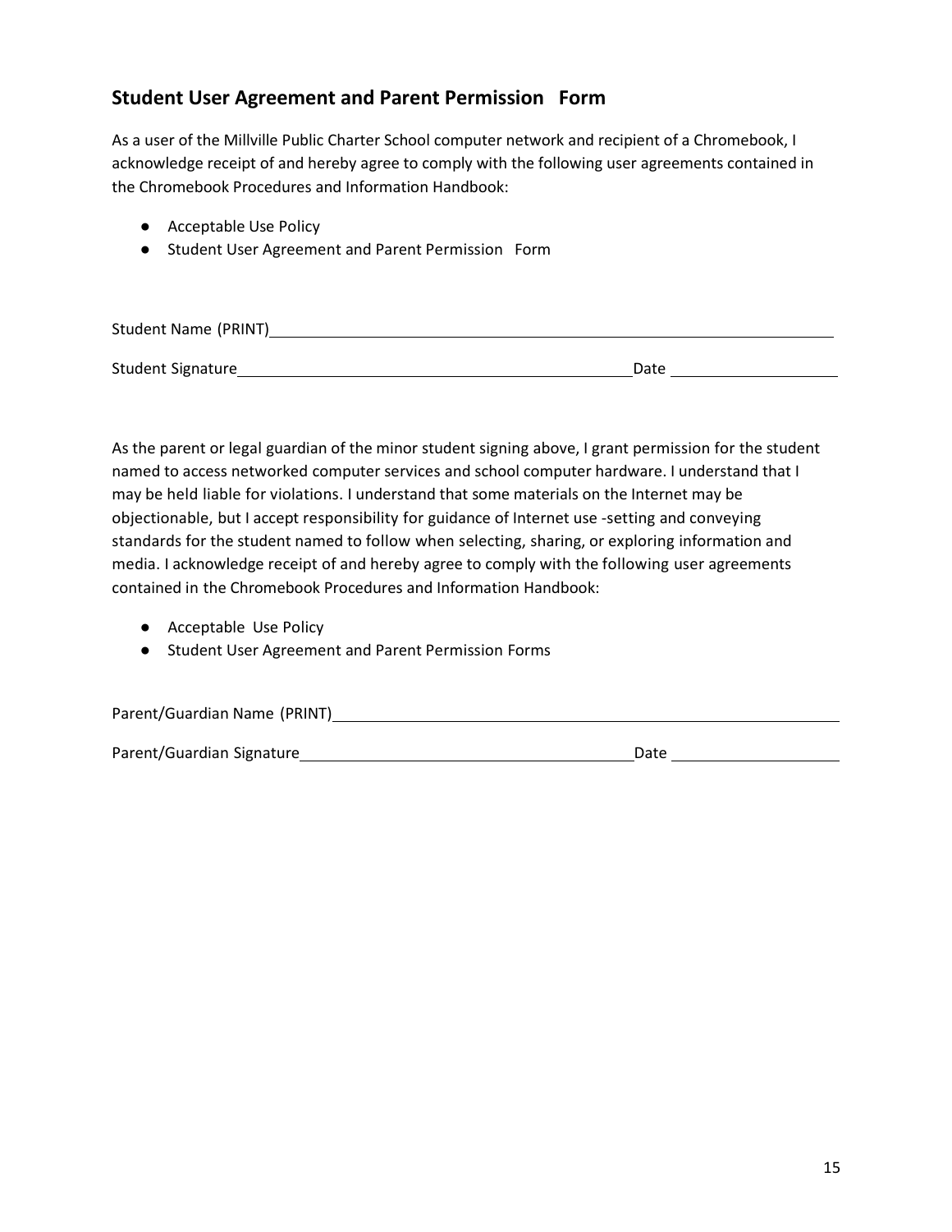## Student User Agreement and Parent Permission Form

As a user of the Millville Public Charter School computer network and recipient of a Chromebook, I acknowledge receipt of and hereby agree to comply with the following user agreements contained in the Chromebook Procedures and Information Handbook:

- Acceptable Use Policy
- Student User Agreement and Parent Permission Form

Student Name (PRINT)\_\_\_\_\_\_\_\_\_\_\_\_\_\_\_\_\_\_\_\_\_\_\_\_\_\_\_\_\_\_\_\_\_\_\_\_\_\_\_\_\_\_\_\_\_\_\_\_\_\_

Student Signature\_\_\_\_\_\_\_\_\_\_\_\_\_\_\_\_\_\_\_\_\_\_\_\_\_\_\_\_\_\_\_\_\_\_\_\_ Date \_\_\_\_\_\_\_\_\_\_\_\_\_\_\_

As the parent or legal guardian of the minor student signing above, I grant permission for the student named to access networked computer services and school computer hardware. I understand that I may be held liable for violations. I understand that some materials on the Internet may be objectionable, but I accept responsibility for guidance of Internet use -setting and conveying standards for the student named to follow when selecting, sharing, or exploring information and media. I acknowledge receipt of and hereby agree to comply with the following user agreements contained in the Chromebook Procedures and Information Handbook:

- Acceptable Use Policy
- Student User Agreement and Parent Permission Forms

Parent/Guardian Name (PRINT)\_\_\_\_\_\_\_\_\_\_\_\_\_\_\_\_\_\_\_\_\_\_\_\_\_\_\_\_\_\_\_\_\_\_\_\_\_\_\_\_\_\_\_\_\_\_

Parent/Guardian Signature\_\_\_\_\_\_\_\_\_\_\_\_\_\_\_\_\_\_\_\_\_\_\_\_\_\_\_\_\_\_ Date \_\_\_\_\_\_\_\_\_\_\_\_\_\_\_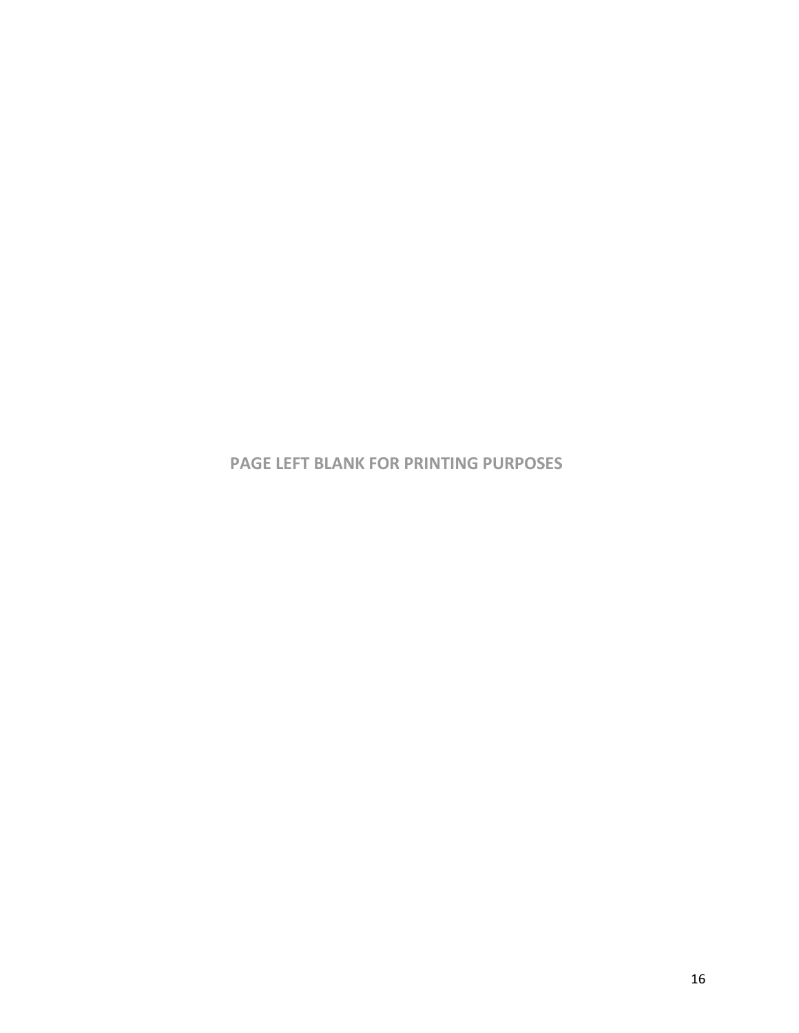**PAGE LEFT BLANK FOR PRINTING PURPOSES**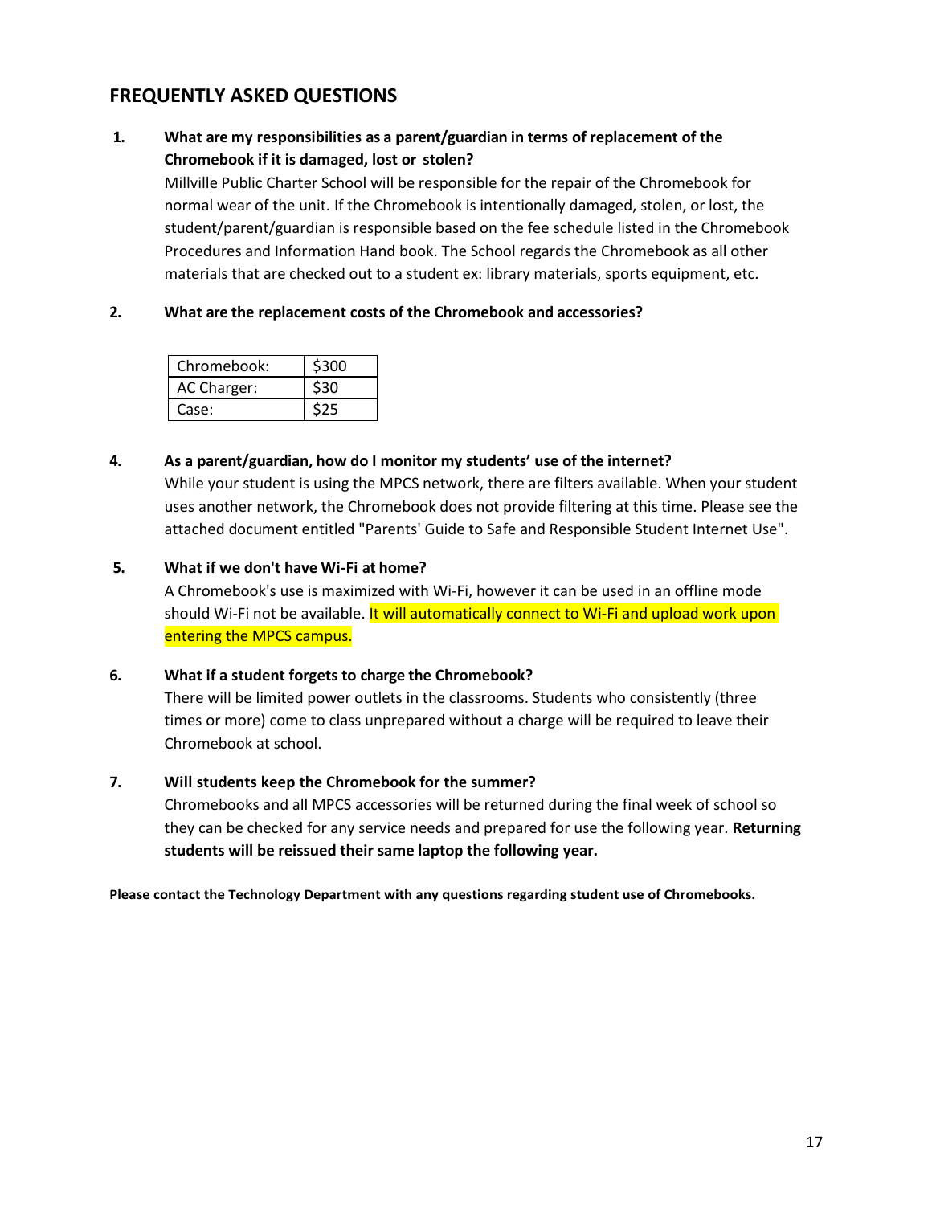## FREQUENTLY ASKED QUESTIONS

1. **What are my responsibilities as a parent/guardian in terms of replacement of the Chromebook if it is damaged, lost or stolen?**

   Millville Public Charter School will be responsible for the repair of the Chromebook for normal wear of the unit. If the Chromebook is intentionally damaged, stolen, or lost, the student/parent/guardian is responsible based on the fee schedule listed in the Chromebook Procedures and Information Hand book. The School regards the Chromebook as all other materials that are checked out to a student ex: library materials, sports equipment, etc.

2. **What are the replacement costs of the Chromebook and accessories?**

| Chromebook: | $300 |
|---|---|
| AC Charger: | $30 |
| Case: | $25 |

4. **As a parent/guardian, how do I monitor my students' use of the internet?**

   While your student is using the MPCS network, there are filters available. When your student uses another network, the Chromebook does not provide filtering at this time. Please see the attached document entitled "Parents' Guide to Safe and Responsible Student Internet Use".

5. **What if we don't have Wi-Fi at home?**

   A Chromebook's use is maximized with Wi-Fi, however it can be used in an offline mode should Wi-Fi not be available. It will automatically connect to Wi-Fi and upload work upon entering the MPCS campus.

6. **What if a student forgets to charge the Chromebook?**

   There will be limited power outlets in the classrooms. Students who consistently (three times or more) come to class unprepared without a charge will be required to leave their Chromebook at school.

7. **Will students keep the Chromebook for the summer?**

   Chromebooks and all MPCS accessories will be returned during the final week of school so they can be checked for any service needs and prepared for use the following year. **Returning students will be reissued their same laptop the following year.**

**Please contact the Technology Department with any questions regarding student use of Chromebooks.**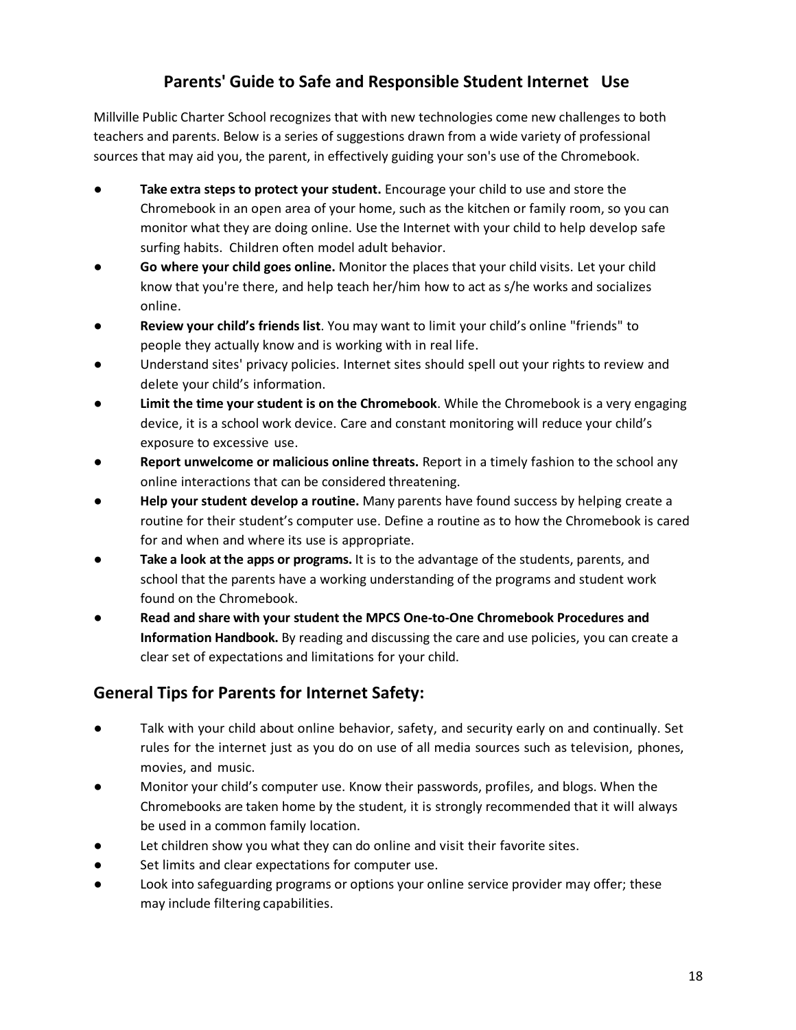## Parents' Guide to Safe and Responsible Student Internet Use

Millville Public Charter School recognizes that with new technologies come new challenges to both teachers and parents. Below is a series of suggestions drawn from a wide variety of professional sources that may aid you, the parent, in effectively guiding your son's use of the Chromebook.

- **Take extra steps to protect your student.** Encourage your child to use and store the Chromebook in an open area of your home, such as the kitchen or family room, so you can monitor what they are doing online. Use the Internet with your child to help develop safe surfing habits. Children often model adult behavior.
- **Go where your child goes online.** Monitor the places that your child visits. Let your child know that you're there, and help teach her/him how to act as s/he works and socializes online.
- **Review your child's friends list**. You may want to limit your child's online "friends" to people they actually know and is working with in real life.
- Understand sites' privacy policies. Internet sites should spell out your rights to review and delete your child's information.
- **Limit the time your student is on the Chromebook**. While the Chromebook is a very engaging device, it is a school work device. Care and constant monitoring will reduce your child's exposure to excessive use.
- **Report unwelcome or malicious online threats.** Report in a timely fashion to the school any online interactions that can be considered threatening.
- **Help your student develop a routine.** Many parents have found success by helping create a routine for their student's computer use. Define a routine as to how the Chromebook is cared for and when and where its use is appropriate.
- **Take a look at the apps or programs.** It is to the advantage of the students, parents, and school that the parents have a working understanding of the programs and student work found on the Chromebook.
- **Read and share with your student the MPCS One-to-One Chromebook Procedures and Information Handbook.** By reading and discussing the care and use policies, you can create a clear set of expectations and limitations for your child.

## General Tips for Parents for Internet Safety:

- Talk with your child about online behavior, safety, and security early on and continually. Set rules for the internet just as you do on use of all media sources such as television, phones, movies, and music.
- Monitor your child's computer use. Know their passwords, profiles, and blogs. When the Chromebooks are taken home by the student, it is strongly recommended that it will always be used in a common family location.
- Let children show you what they can do online and visit their favorite sites.
- Set limits and clear expectations for computer use.
- Look into safeguarding programs or options your online service provider may offer; these may include filtering capabilities.